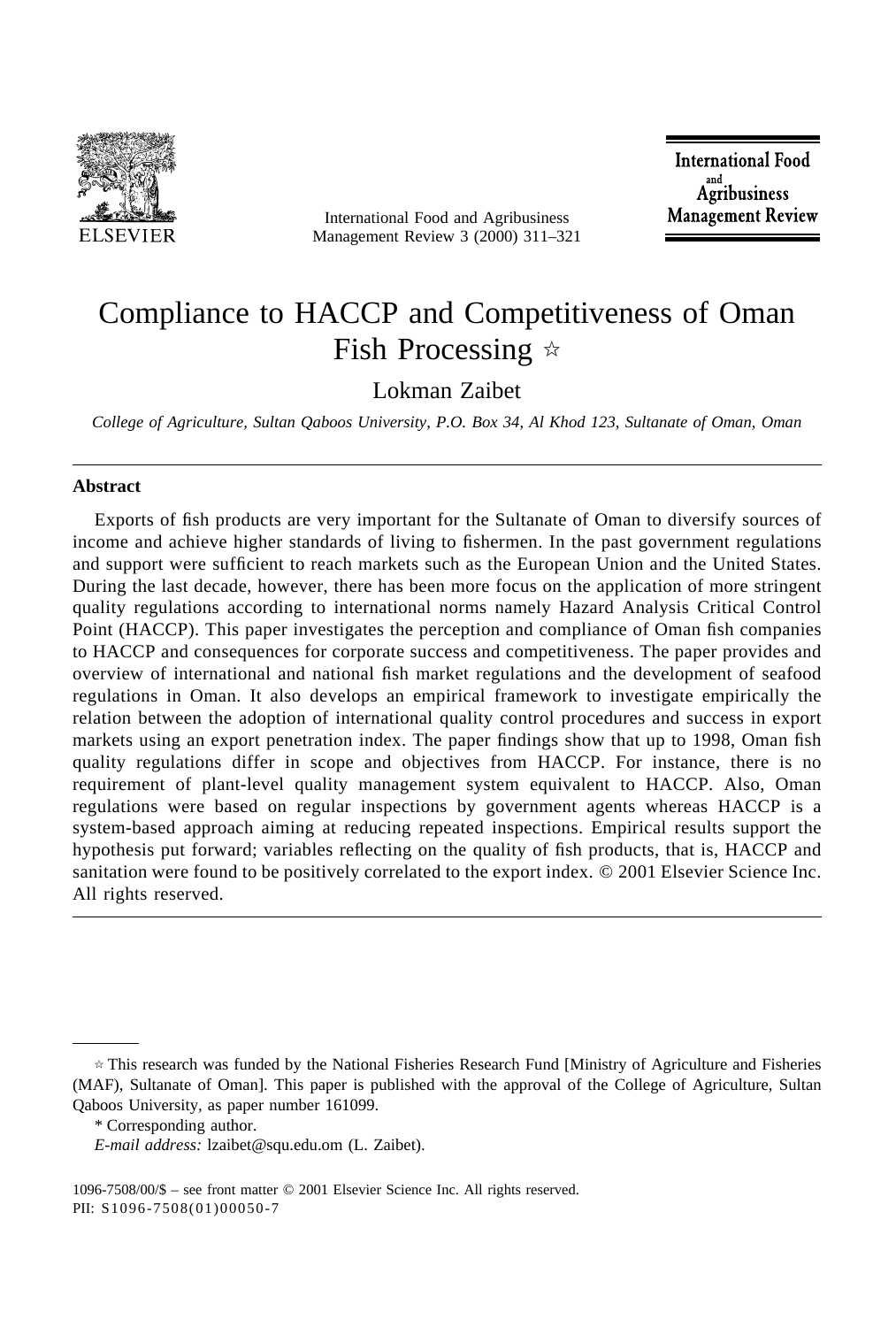# Compliance to HACCP and Competitiveness of Oman Fish Processing ☆

Lokman Zaibet

*College of Agriculture, Sultan Qaboos University, P.O. Box 34, Al Khod 123, Sultanate of Oman, Oman*

---

## Abstract

Exports of fish products are very important for the Sultanate of Oman to diversify sources of income and achieve higher standards of living to fishermen. In the past government regulations and support were sufficient to reach markets such as the European Union and the United States. During the last decade, however, there has been more focus on the application of more stringent quality regulations according to international norms namely Hazard Analysis Critical Control Point (HACCP). This paper investigates the perception and compliance of Oman fish companies to HACCP and consequences for corporate success and competitiveness. The paper provides and overview of international and national fish market regulations and the development of seafood regulations in Oman. It also develops an empirical framework to investigate empirically the relation between the adoption of international quality control procedures and success in export markets using an export penetration index. The paper findings show that up to 1998, Oman fish quality regulations differ in scope and objectives from HACCP. For instance, there is no requirement of plant-level quality management system equivalent to HACCP. Also, Oman regulations were based on regular inspections by government agents whereas HACCP is a system-based approach aiming at reducing repeated inspections. Empirical results support the hypothesis put forward; variables reflecting on the quality of fish products, that is, HACCP and sanitation were found to be positively correlated to the export index. © 2001 Elsevier Science Inc. All rights reserved.

---

☆ This research was funded by the National Fisheries Research Fund [Ministry of Agriculture and Fisheries (MAF), Sultanate of Oman]. This paper is published with the approval of the College of Agriculture, Sultan Qaboos University, as paper number 161099.

\* Corresponding author.

*E-mail address:* lzaibet@squ.edu.om (L. Zaibet).

1096-7508/00/$ – see front matter © 2001 Elsevier Science Inc. All rights reserved.
PII: S1096-7508(01)00050-7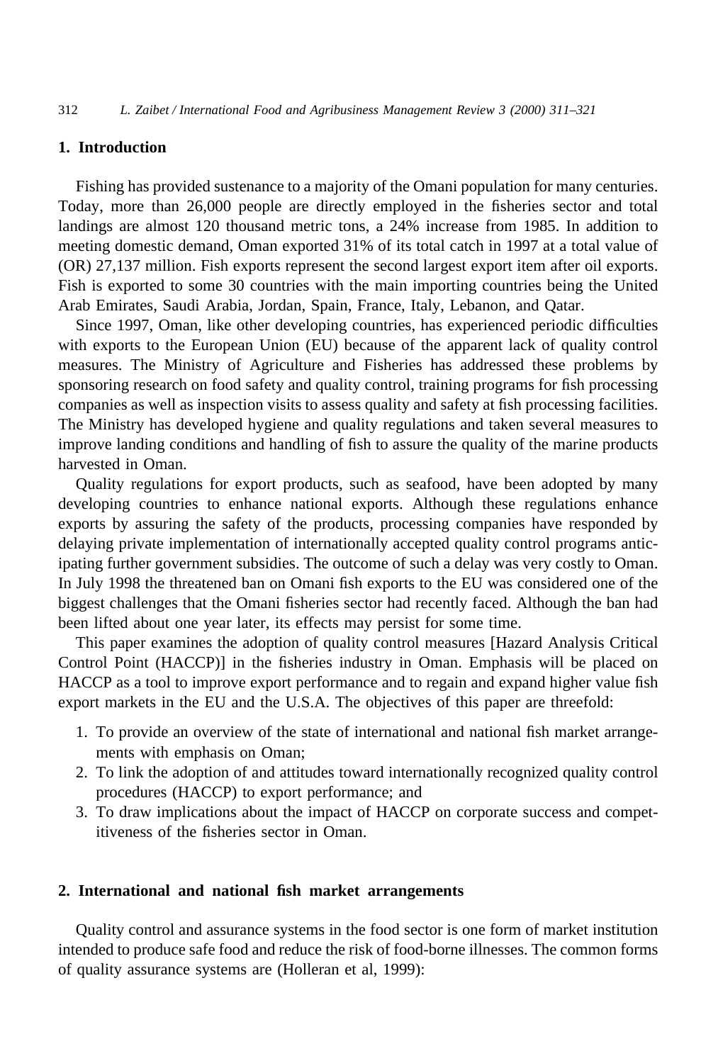## 1. Introduction

Fishing has provided sustenance to a majority of the Omani population for many centuries. Today, more than 26,000 people are directly employed in the fisheries sector and total landings are almost 120 thousand metric tons, a 24% increase from 1985. In addition to meeting domestic demand, Oman exported 31% of its total catch in 1997 at a total value of (OR) 27,137 million. Fish exports represent the second largest export item after oil exports. Fish is exported to some 30 countries with the main importing countries being the United Arab Emirates, Saudi Arabia, Jordan, Spain, France, Italy, Lebanon, and Qatar.

Since 1997, Oman, like other developing countries, has experienced periodic difficulties with exports to the European Union (EU) because of the apparent lack of quality control measures. The Ministry of Agriculture and Fisheries has addressed these problems by sponsoring research on food safety and quality control, training programs for fish processing companies as well as inspection visits to assess quality and safety at fish processing facilities. The Ministry has developed hygiene and quality regulations and taken several measures to improve landing conditions and handling of fish to assure the quality of the marine products harvested in Oman.

Quality regulations for export products, such as seafood, have been adopted by many developing countries to enhance national exports. Although these regulations enhance exports by assuring the safety of the products, processing companies have responded by delaying private implementation of internationally accepted quality control programs anticipating further government subsidies. The outcome of such a delay was very costly to Oman. In July 1998 the threatened ban on Omani fish exports to the EU was considered one of the biggest challenges that the Omani fisheries sector had recently faced. Although the ban had been lifted about one year later, its effects may persist for some time.

This paper examines the adoption of quality control measures [Hazard Analysis Critical Control Point (HACCP)] in the fisheries industry in Oman. Emphasis will be placed on HACCP as a tool to improve export performance and to regain and expand higher value fish export markets in the EU and the U.S.A. The objectives of this paper are threefold:

1. To provide an overview of the state of international and national fish market arrangements with emphasis on Oman;
2. To link the adoption of and attitudes toward internationally recognized quality control procedures (HACCP) to export performance; and
3. To draw implications about the impact of HACCP on corporate success and competitiveness of the fisheries sector in Oman.

## 2. International and national fish market arrangements

Quality control and assurance systems in the food sector is one form of market institution intended to produce safe food and reduce the risk of food-borne illnesses. The common forms of quality assurance systems are (Holleran et al, 1999):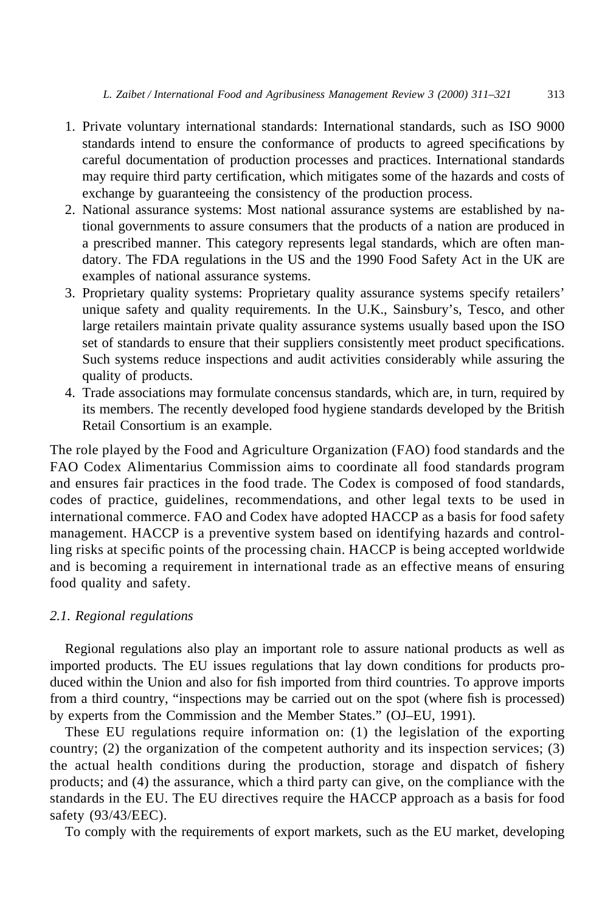1. Private voluntary international standards: International standards, such as ISO 9000 standards intend to ensure the conformance of products to agreed specifications by careful documentation of production processes and practices. International standards may require third party certification, which mitigates some of the hazards and costs of exchange by guaranteeing the consistency of the production process.
2. National assurance systems: Most national assurance systems are established by national governments to assure consumers that the products of a nation are produced in a prescribed manner. This category represents legal standards, which are often mandatory. The FDA regulations in the US and the 1990 Food Safety Act in the UK are examples of national assurance systems.
3. Proprietary quality systems: Proprietary quality assurance systems specify retailers' unique safety and quality requirements. In the U.K., Sainsbury's, Tesco, and other large retailers maintain private quality assurance systems usually based upon the ISO set of standards to ensure that their suppliers consistently meet product specifications. Such systems reduce inspections and audit activities considerably while assuring the quality of products.
4. Trade associations may formulate concensus standards, which are, in turn, required by its members. The recently developed food hygiene standards developed by the British Retail Consortium is an example.

The role played by the Food and Agriculture Organization (FAO) food standards and the FAO Codex Alimentarius Commission aims to coordinate all food standards program and ensures fair practices in the food trade. The Codex is composed of food standards, codes of practice, guidelines, recommendations, and other legal texts to be used in international commerce. FAO and Codex have adopted HACCP as a basis for food safety management. HACCP is a preventive system based on identifying hazards and controlling risks at specific points of the processing chain. HACCP is being accepted worldwide and is becoming a requirement in international trade as an effective means of ensuring food quality and safety.

### *2.1. Regional regulations*

Regional regulations also play an important role to assure national products as well as imported products. The EU issues regulations that lay down conditions for products produced within the Union and also for fish imported from third countries. To approve imports from a third country, "inspections may be carried out on the spot (where fish is processed) by experts from the Commission and the Member States." (OJ–EU, 1991).

These EU regulations require information on: (1) the legislation of the exporting country; (2) the organization of the competent authority and its inspection services; (3) the actual health conditions during the production, storage and dispatch of fishery products; and (4) the assurance, which a third party can give, on the compliance with the standards in the EU. The EU directives require the HACCP approach as a basis for food safety (93/43/EEC).

To comply with the requirements of export markets, such as the EU market, developing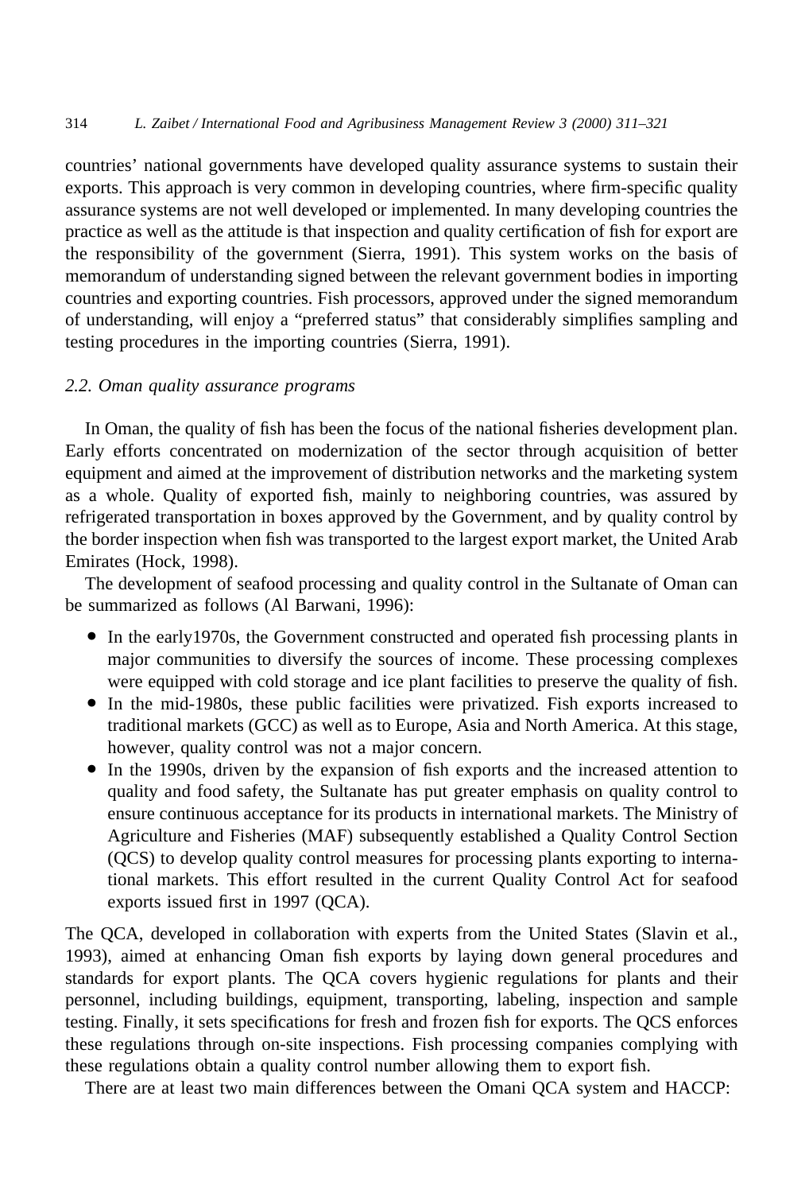countries' national governments have developed quality assurance systems to sustain their exports. This approach is very common in developing countries, where firm-specific quality assurance systems are not well developed or implemented. In many developing countries the practice as well as the attitude is that inspection and quality certification of fish for export are the responsibility of the government (Sierra, 1991). This system works on the basis of memorandum of understanding signed between the relevant government bodies in importing countries and exporting countries. Fish processors, approved under the signed memorandum of understanding, will enjoy a "preferred status" that considerably simplifies sampling and testing procedures in the importing countries (Sierra, 1991).

### *2.2. Oman quality assurance programs*

In Oman, the quality of fish has been the focus of the national fisheries development plan. Early efforts concentrated on modernization of the sector through acquisition of better equipment and aimed at the improvement of distribution networks and the marketing system as a whole. Quality of exported fish, mainly to neighboring countries, was assured by refrigerated transportation in boxes approved by the Government, and by quality control by the border inspection when fish was transported to the largest export market, the United Arab Emirates (Hock, 1998).

The development of seafood processing and quality control in the Sultanate of Oman can be summarized as follows (Al Barwani, 1996):

- In the early1970s, the Government constructed and operated fish processing plants in major communities to diversify the sources of income. These processing complexes were equipped with cold storage and ice plant facilities to preserve the quality of fish.
- In the mid-1980s, these public facilities were privatized. Fish exports increased to traditional markets (GCC) as well as to Europe, Asia and North America. At this stage, however, quality control was not a major concern.
- In the 1990s, driven by the expansion of fish exports and the increased attention to quality and food safety, the Sultanate has put greater emphasis on quality control to ensure continuous acceptance for its products in international markets. The Ministry of Agriculture and Fisheries (MAF) subsequently established a Quality Control Section (QCS) to develop quality control measures for processing plants exporting to international markets. This effort resulted in the current Quality Control Act for seafood exports issued first in 1997 (QCA).

The QCA, developed in collaboration with experts from the United States (Slavin et al., 1993), aimed at enhancing Oman fish exports by laying down general procedures and standards for export plants. The QCA covers hygienic regulations for plants and their personnel, including buildings, equipment, transporting, labeling, inspection and sample testing. Finally, it sets specifications for fresh and frozen fish for exports. The QCS enforces these regulations through on-site inspections. Fish processing companies complying with these regulations obtain a quality control number allowing them to export fish.

There are at least two main differences between the Omani QCA system and HACCP: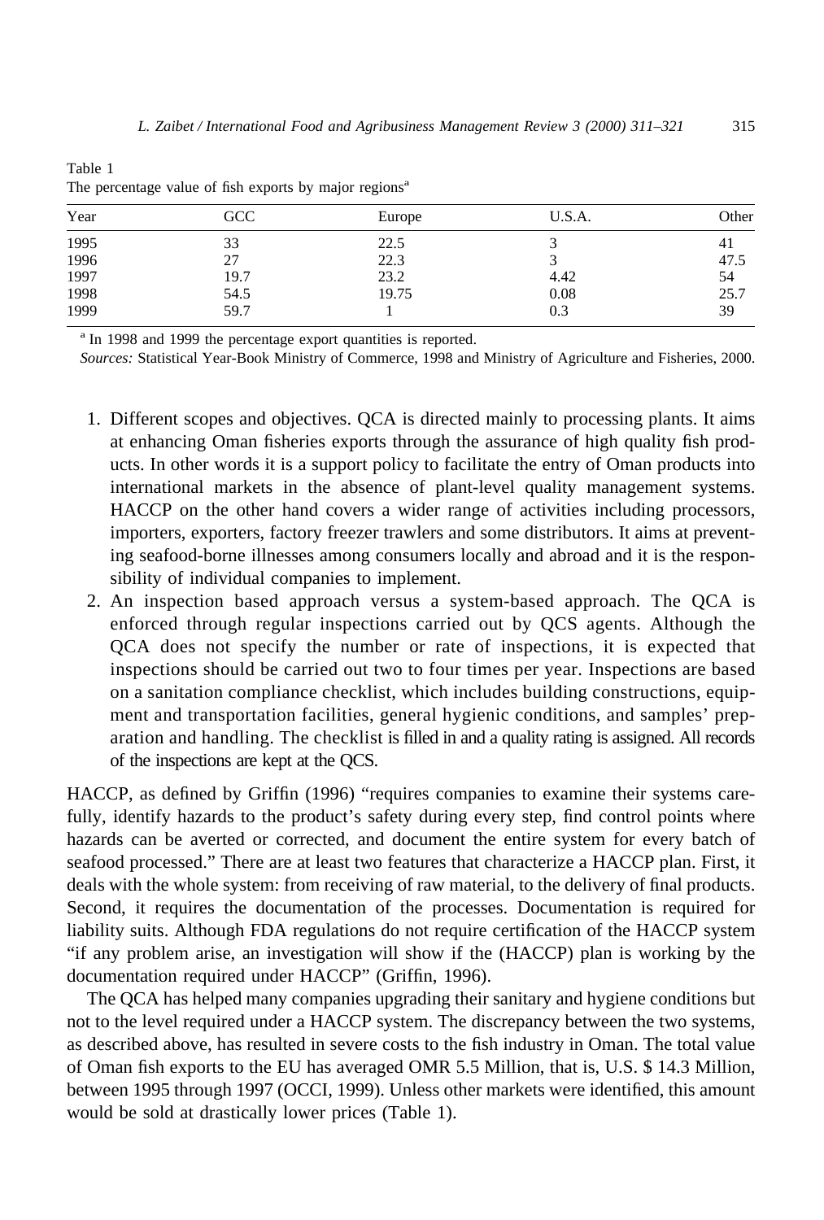Table 1
The percentage value of fish exports by major regions[a]

| Year | GCC | Europe | U.S.A. | Other |
|---|---|---|---|---|
| 1995 | 33 | 22.5 | 3 | 41 |
| 1996 | 27 | 22.3 | 3 | 47.5 |
| 1997 | 19.7 | 23.2 | 4.42 | 54 |
| 1998 | 54.5 | 19.75 | 0.08 | 25.7 |
| 1999 | 59.7 | 1 | 0.3 | 39 |

[a] In 1998 and 1999 the percentage export quantities is reported.

*Sources:* Statistical Year-Book Ministry of Commerce, 1998 and Ministry of Agriculture and Fisheries, 2000.

1. Different scopes and objectives. QCA is directed mainly to processing plants. It aims at enhancing Oman fisheries exports through the assurance of high quality fish products. In other words it is a support policy to facilitate the entry of Oman products into international markets in the absence of plant-level quality management systems. HACCP on the other hand covers a wider range of activities including processors, importers, exporters, factory freezer trawlers and some distributors. It aims at preventing seafood-borne illnesses among consumers locally and abroad and it is the responsibility of individual companies to implement.
2. An inspection based approach versus a system-based approach. The QCA is enforced through regular inspections carried out by QCS agents. Although the QCA does not specify the number or rate of inspections, it is expected that inspections should be carried out two to four times per year. Inspections are based on a sanitation compliance checklist, which includes building constructions, equipment and transportation facilities, general hygienic conditions, and samples' preparation and handling. The checklist is filled in and a quality rating is assigned. All records of the inspections are kept at the QCS.

HACCP, as defined by Griffin (1996) "requires companies to examine their systems carefully, identify hazards to the product's safety during every step, find control points where hazards can be averted or corrected, and document the entire system for every batch of seafood processed." There are at least two features that characterize a HACCP plan. First, it deals with the whole system: from receiving of raw material, to the delivery of final products. Second, it requires the documentation of the processes. Documentation is required for liability suits. Although FDA regulations do not require certification of the HACCP system "if any problem arise, an investigation will show if the (HACCP) plan is working by the documentation required under HACCP" (Griffin, 1996).

The QCA has helped many companies upgrading their sanitary and hygiene conditions but not to the level required under a HACCP system. The discrepancy between the two systems, as described above, has resulted in severe costs to the fish industry in Oman. The total value of Oman fish exports to the EU has averaged OMR 5.5 Million, that is, U.S. $ 14.3 Million, between 1995 through 1997 (OCCI, 1999). Unless other markets were identified, this amount would be sold at drastically lower prices (Table 1).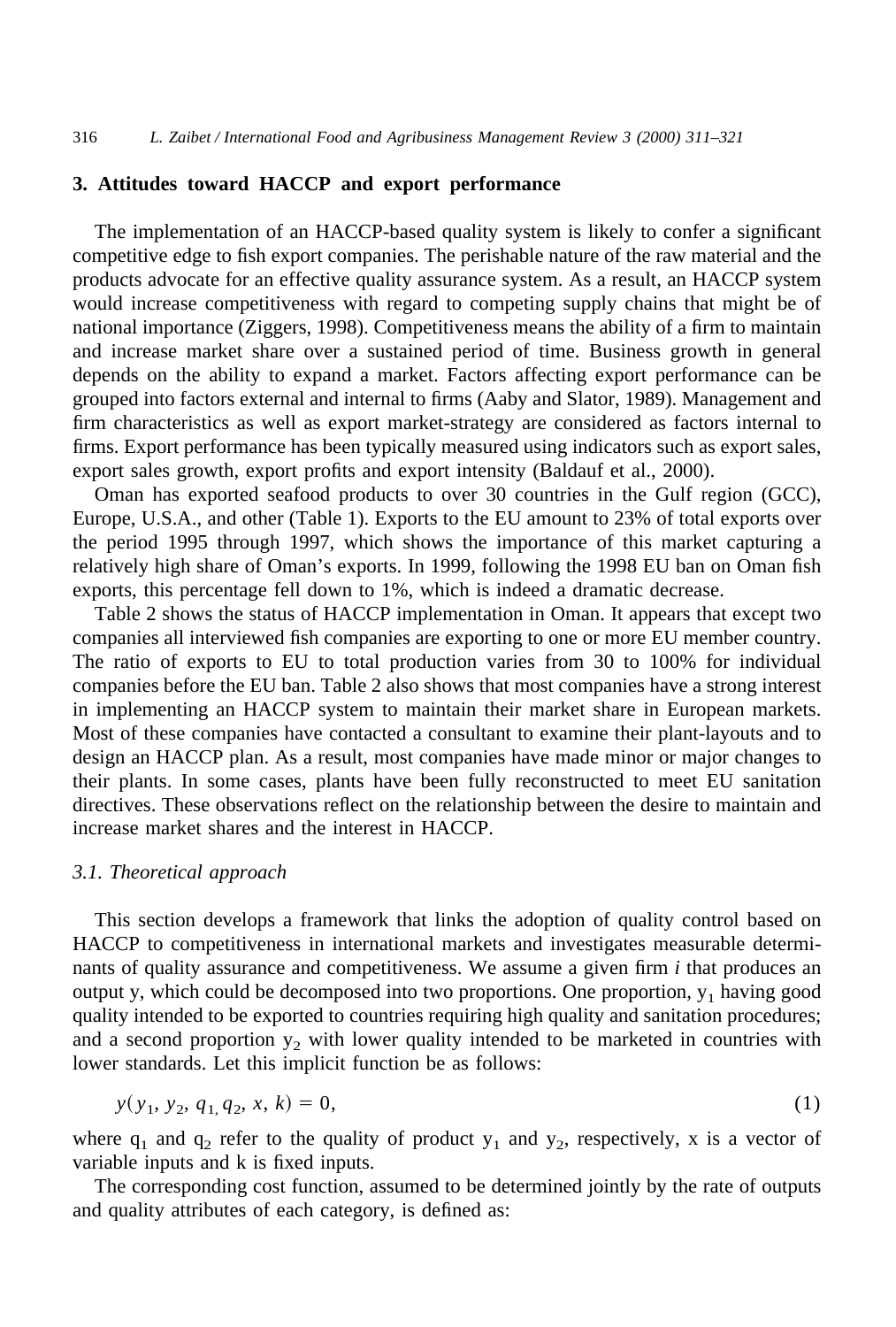## 3. Attitudes toward HACCP and export performance

The implementation of an HACCP-based quality system is likely to confer a significant competitive edge to fish export companies. The perishable nature of the raw material and the products advocate for an effective quality assurance system. As a result, an HACCP system would increase competitiveness with regard to competing supply chains that might be of national importance (Ziggers, 1998). Competitiveness means the ability of a firm to maintain and increase market share over a sustained period of time. Business growth in general depends on the ability to expand a market. Factors affecting export performance can be grouped into factors external and internal to firms (Aaby and Slator, 1989). Management and firm characteristics as well as export market-strategy are considered as factors internal to firms. Export performance has been typically measured using indicators such as export sales, export sales growth, export profits and export intensity (Baldauf et al., 2000).

Oman has exported seafood products to over 30 countries in the Gulf region (GCC), Europe, U.S.A., and other (Table 1). Exports to the EU amount to 23% of total exports over the period 1995 through 1997, which shows the importance of this market capturing a relatively high share of Oman's exports. In 1999, following the 1998 EU ban on Oman fish exports, this percentage fell down to 1%, which is indeed a dramatic decrease.

Table 2 shows the status of HACCP implementation in Oman. It appears that except two companies all interviewed fish companies are exporting to one or more EU member country. The ratio of exports to EU to total production varies from 30 to 100% for individual companies before the EU ban. Table 2 also shows that most companies have a strong interest in implementing an HACCP system to maintain their market share in European markets. Most of these companies have contacted a consultant to examine their plant-layouts and to design an HACCP plan. As a result, most companies have made minor or major changes to their plants. In some cases, plants have been fully reconstructed to meet EU sanitation directives. These observations reflect on the relationship between the desire to maintain and increase market shares and the interest in HACCP.

### *3.1. Theoretical approach*

This section develops a framework that links the adoption of quality control based on HACCP to competitiveness in international markets and investigates measurable determinants of quality assurance and competitiveness. We assume a given firm *i* that produces an output y, which could be decomposed into two proportions. One proportion, $y_1$ having good quality intended to be exported to countries requiring high quality and sanitation procedures; and a second proportion $y_2$ with lower quality intended to be marketed in countries with lower standards. Let this implicit function be as follows:

$$y(y_1, y_2, q_1, q_2, x, k) = 0, \tag{1}$$

where $q_1$ and $q_2$ refer to the quality of product $y_1$ and $y_2$, respectively, x is a vector of variable inputs and k is fixed inputs.

The corresponding cost function, assumed to be determined jointly by the rate of outputs and quality attributes of each category, is defined as: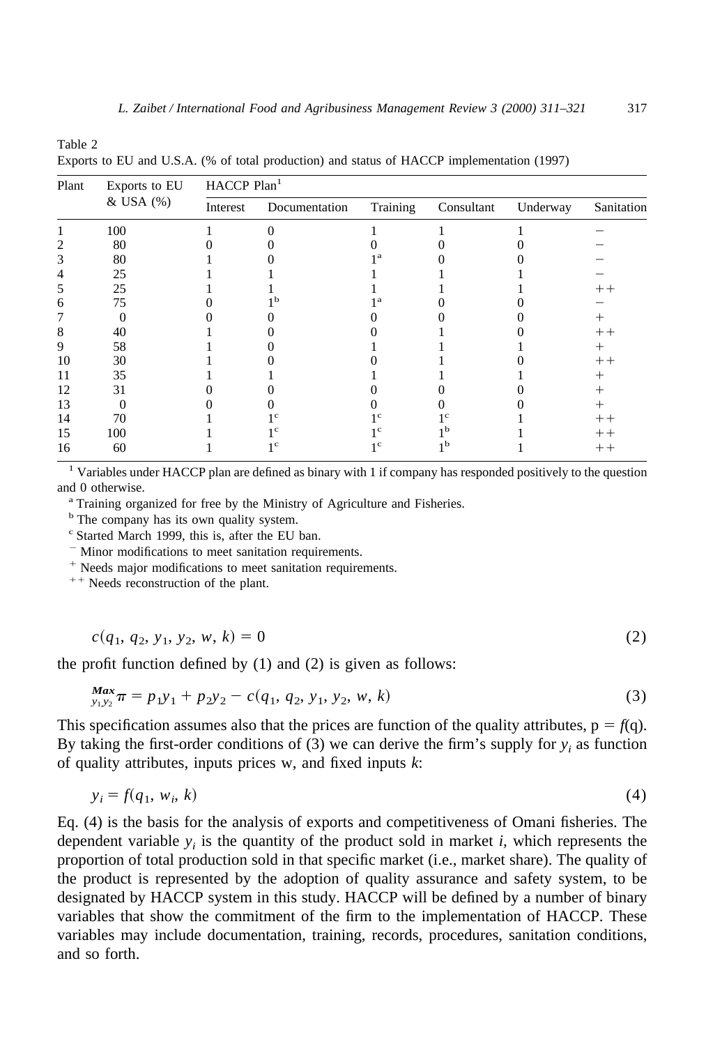Table 2

Exports to EU and U.S.A. (% of total production) and status of HACCP implementation (1997)

| Plant | Exports to EU & USA (%) | HACCP Plan[1] | | | | | |
|---|---|---|---|---|---|---|---|
| | | Interest | Documentation | Training | Consultant | Underway | Sanitation |
| 1 | 100 | 1 | 0 | 1 | 1 | 1 | − |
| 2 | 80 | 0 | 0 | 0 | 0 | 0 | − |
| 3 | 80 | 1 | 0 | 1[a] | 0 | 0 | − |
| 4 | 25 | 1 | 1 | 1 | 1 | 1 | − |
| 5 | 25 | 1 | 1 | 1 | 1 | 1 | ++ |
| 6 | 75 | 0 | 1[b] | 1[a] | 0 | 0 | − |
| 7 | 0 | 0 | 0 | 0 | 0 | 0 | + |
| 8 | 40 | 1 | 0 | 0 | 1 | 0 | ++ |
| 9 | 58 | 1 | 0 | 1 | 1 | 1 | + |
| 10 | 30 | 1 | 0 | 0 | 1 | 0 | ++ |
| 11 | 35 | 1 | 1 | 1 | 1 | 1 | + |
| 12 | 31 | 0 | 0 | 0 | 0 | 0 | + |
| 13 | 0 | 0 | 0 | 0 | 0 | 0 | + |
| 14 | 70 | 1 | 1[c] | 1[c] | 1[c] | 1 | ++ |
| 15 | 100 | 1 | 1[c] | 1[c] | 1[b] | 1 | ++ |
| 16 | 60 | 1 | 1[c] | 1[c] | 1[b] | 1 | ++ |

[1] Variables under HACCP plan are defined as binary with 1 if company has responded positively to the question and 0 otherwise.

[a] Training organized for free by the Ministry of Agriculture and Fisheries.

[b] The company has its own quality system.

[c] Started March 1999, this is, after the EU ban.

[−] Minor modifications to meet sanitation requirements.

[+] Needs major modifications to meet sanitation requirements.

[++] Needs reconstruction of the plant.

$$c(q_1, q_2, y_1, y_2, w, k) = 0 \tag{2}$$

the profit function defined by (1) and (2) is given as follows:

$$\underset{y_1 y_2}{Max}\, \pi = p_1 y_1 + p_2 y_2 - c(q_1, q_2, y_1, y_2, w, k) \tag{3}$$

This specification assumes also that the prices are function of the quality attributes, $p = f(q)$. By taking the first-order conditions of (3) we can derive the firm's supply for $y_i$ as function of quality attributes, inputs prices w, and fixed inputs $k$:

$$y_i = f(q_1, w_i, k) \tag{4}$$

Eq. (4) is the basis for the analysis of exports and competitiveness of Omani fisheries. The dependent variable $y_i$ is the quantity of the product sold in market $i$, which represents the proportion of total production sold in that specific market (i.e., market share). The quality of the product is represented by the adoption of quality assurance and safety system, to be designated by HACCP system in this study. HACCP will be defined by a number of binary variables that show the commitment of the firm to the implementation of HACCP. These variables may include documentation, training, records, procedures, sanitation conditions, and so forth.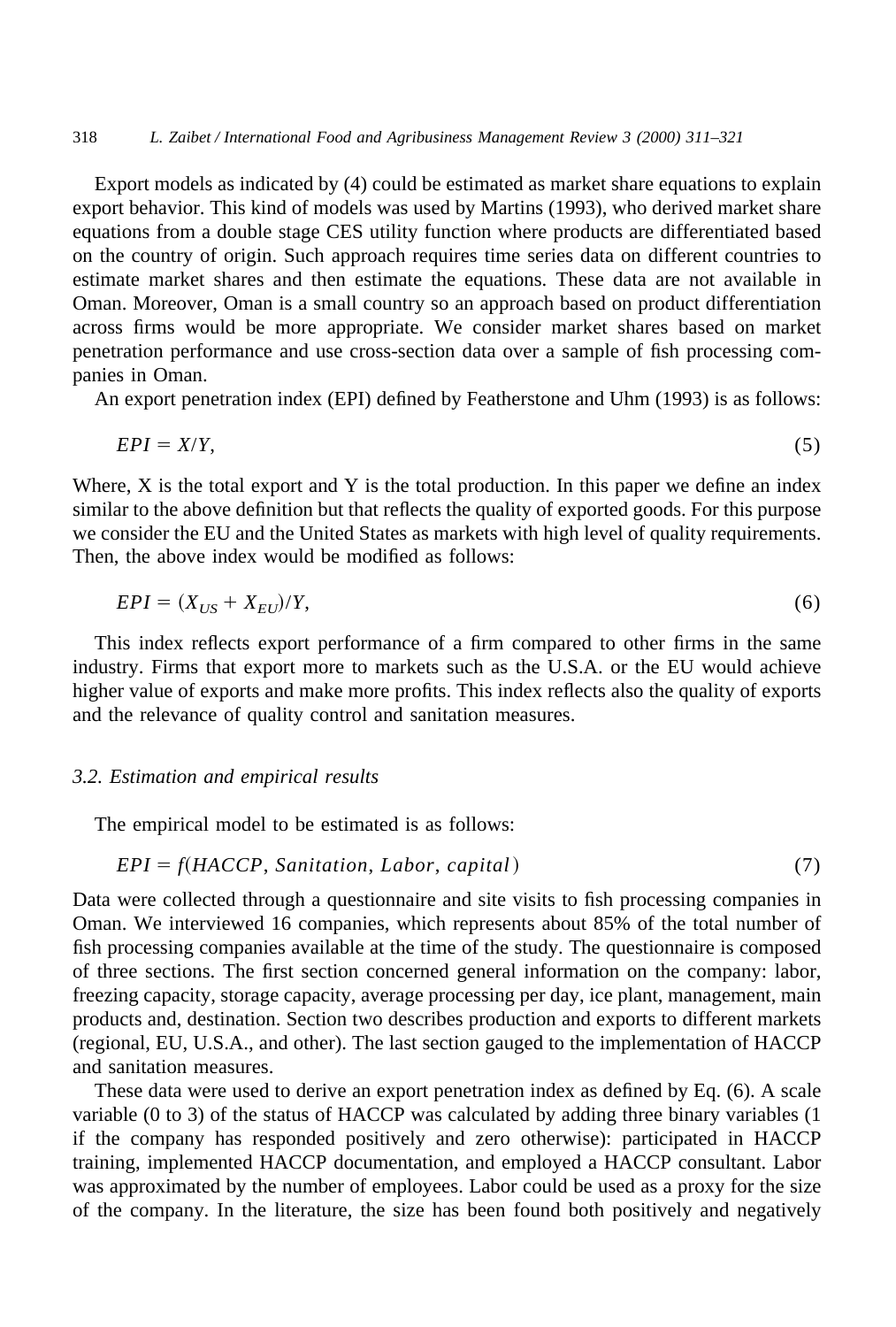Export models as indicated by (4) could be estimated as market share equations to explain export behavior. This kind of models was used by Martins (1993), who derived market share equations from a double stage CES utility function where products are differentiated based on the country of origin. Such approach requires time series data on different countries to estimate market shares and then estimate the equations. These data are not available in Oman. Moreover, Oman is a small country so an approach based on product differentiation across firms would be more appropriate. We consider market shares based on market penetration performance and use cross-section data over a sample of fish processing companies in Oman.

An export penetration index (EPI) defined by Featherstone and Uhm (1993) is as follows:

$$EPI = X/Y, \tag{5}$$

Where, X is the total export and Y is the total production. In this paper we define an index similar to the above definition but that reflects the quality of exported goods. For this purpose we consider the EU and the United States as markets with high level of quality requirements. Then, the above index would be modified as follows:

$$EPI = (X_{US} + X_{EU})/Y, \tag{6}$$

This index reflects export performance of a firm compared to other firms in the same industry. Firms that export more to markets such as the U.S.A. or the EU would achieve higher value of exports and make more profits. This index reflects also the quality of exports and the relevance of quality control and sanitation measures.

### 3.2. Estimation and empirical results

The empirical model to be estimated is as follows:

$$EPI = f(HACCP, Sanitation, Labor, capital) \tag{7}$$

Data were collected through a questionnaire and site visits to fish processing companies in Oman. We interviewed 16 companies, which represents about 85% of the total number of fish processing companies available at the time of the study. The questionnaire is composed of three sections. The first section concerned general information on the company: labor, freezing capacity, storage capacity, average processing per day, ice plant, management, main products and, destination. Section two describes production and exports to different markets (regional, EU, U.S.A., and other). The last section gauged to the implementation of HACCP and sanitation measures.

These data were used to derive an export penetration index as defined by Eq. (6). A scale variable (0 to 3) of the status of HACCP was calculated by adding three binary variables (1 if the company has responded positively and zero otherwise): participated in HACCP training, implemented HACCP documentation, and employed a HACCP consultant. Labor was approximated by the number of employees. Labor could be used as a proxy for the size of the company. In the literature, the size has been found both positively and negatively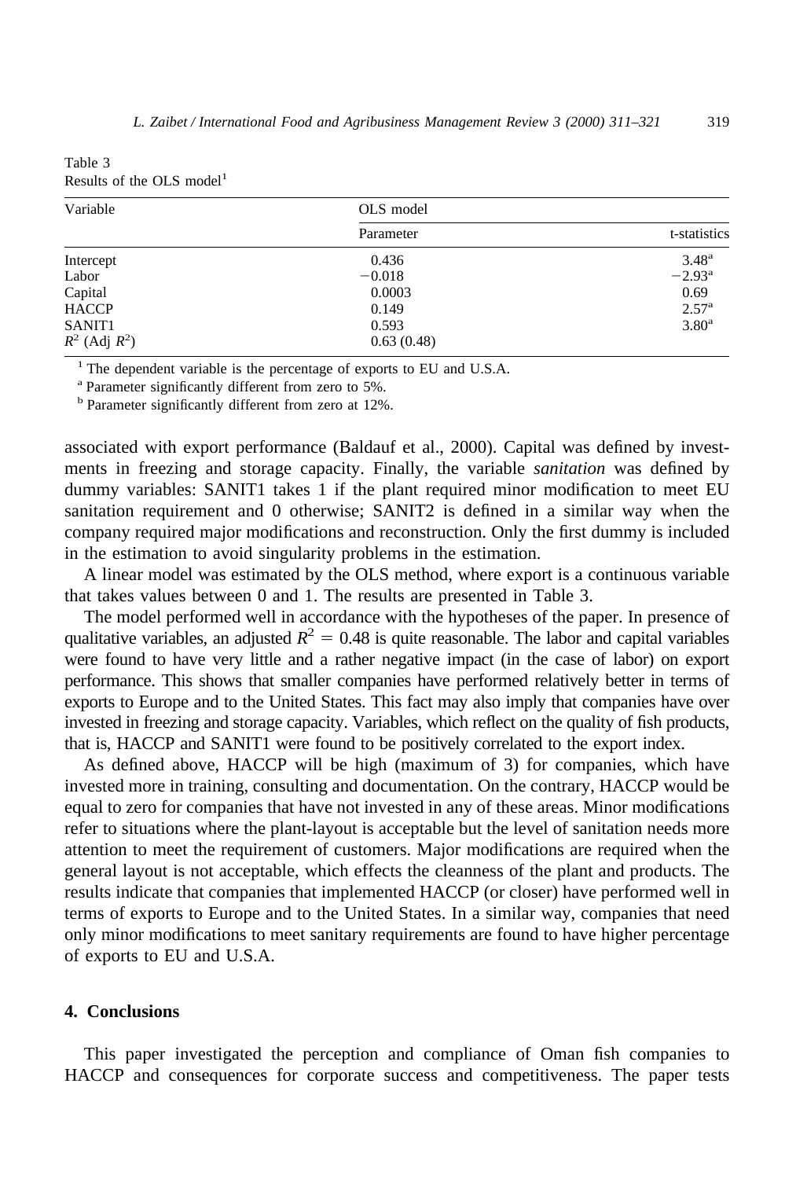Table 3
Results of the OLS model[1]

| Variable | OLS model | |
|---|---|---|
| | Parameter | t-statistics |
| Intercept | 0.436 | 3.48[a] |
| Labor | −0.018 | −2.93[a] |
| Capital | 0.0003 | 0.69 |
| HACCP | 0.149 | 2.57[a] |
| SANIT1 | 0.593 | 3.80[a] |
| $R^2$ (Adj $R^2$) | 0.63 (0.48) | |

[1] The dependent variable is the percentage of exports to EU and U.S.A.

[a] Parameter significantly different from zero to 5%.

[b] Parameter significantly different from zero at 12%.

associated with export performance (Baldauf et al., 2000). Capital was defined by investments in freezing and storage capacity. Finally, the variable *sanitation* was defined by dummy variables: SANIT1 takes 1 if the plant required minor modification to meet EU sanitation requirement and 0 otherwise; SANIT2 is defined in a similar way when the company required major modifications and reconstruction. Only the first dummy is included in the estimation to avoid singularity problems in the estimation.

A linear model was estimated by the OLS method, where export is a continuous variable that takes values between 0 and 1. The results are presented in Table 3.

The model performed well in accordance with the hypotheses of the paper. In presence of qualitative variables, an adjusted $R^2 = 0.48$ is quite reasonable. The labor and capital variables were found to have very little and a rather negative impact (in the case of labor) on export performance. This shows that smaller companies have performed relatively better in terms of exports to Europe and to the United States. This fact may also imply that companies have over invested in freezing and storage capacity. Variables, which reflect on the quality of fish products, that is, HACCP and SANIT1 were found to be positively correlated to the export index.

As defined above, HACCP will be high (maximum of 3) for companies, which have invested more in training, consulting and documentation. On the contrary, HACCP would be equal to zero for companies that have not invested in any of these areas. Minor modifications refer to situations where the plant-layout is acceptable but the level of sanitation needs more attention to meet the requirement of customers. Major modifications are required when the general layout is not acceptable, which effects the cleanness of the plant and products. The results indicate that companies that implemented HACCP (or closer) have performed well in terms of exports to Europe and to the United States. In a similar way, companies that need only minor modifications to meet sanitary requirements are found to have higher percentage of exports to EU and U.S.A.

## 4. Conclusions

This paper investigated the perception and compliance of Oman fish companies to HACCP and consequences for corporate success and competitiveness. The paper tests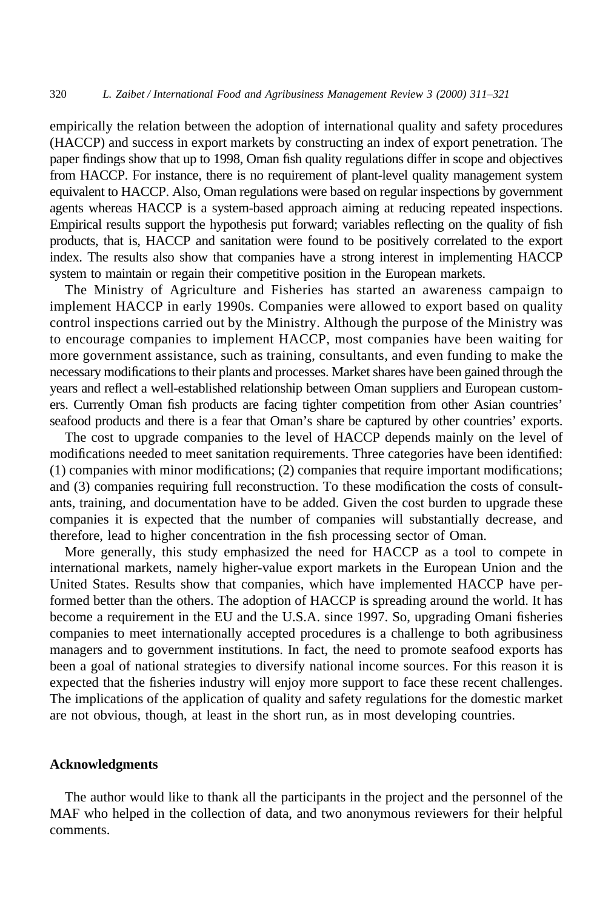empirically the relation between the adoption of international quality and safety procedures (HACCP) and success in export markets by constructing an index of export penetration. The paper findings show that up to 1998, Oman fish quality regulations differ in scope and objectives from HACCP. For instance, there is no requirement of plant-level quality management system equivalent to HACCP. Also, Oman regulations were based on regular inspections by government agents whereas HACCP is a system-based approach aiming at reducing repeated inspections. Empirical results support the hypothesis put forward; variables reflecting on the quality of fish products, that is, HACCP and sanitation were found to be positively correlated to the export index. The results also show that companies have a strong interest in implementing HACCP system to maintain or regain their competitive position in the European markets.

The Ministry of Agriculture and Fisheries has started an awareness campaign to implement HACCP in early 1990s. Companies were allowed to export based on quality control inspections carried out by the Ministry. Although the purpose of the Ministry was to encourage companies to implement HACCP, most companies have been waiting for more government assistance, such as training, consultants, and even funding to make the necessary modifications to their plants and processes. Market shares have been gained through the years and reflect a well-established relationship between Oman suppliers and European customers. Currently Oman fish products are facing tighter competition from other Asian countries' seafood products and there is a fear that Oman's share be captured by other countries' exports.

The cost to upgrade companies to the level of HACCP depends mainly on the level of modifications needed to meet sanitation requirements. Three categories have been identified: (1) companies with minor modifications; (2) companies that require important modifications; and (3) companies requiring full reconstruction. To these modification the costs of consultants, training, and documentation have to be added. Given the cost burden to upgrade these companies it is expected that the number of companies will substantially decrease, and therefore, lead to higher concentration in the fish processing sector of Oman.

More generally, this study emphasized the need for HACCP as a tool to compete in international markets, namely higher-value export markets in the European Union and the United States. Results show that companies, which have implemented HACCP have performed better than the others. The adoption of HACCP is spreading around the world. It has become a requirement in the EU and the U.S.A. since 1997. So, upgrading Omani fisheries companies to meet internationally accepted procedures is a challenge to both agribusiness managers and to government institutions. In fact, the need to promote seafood exports has been a goal of national strategies to diversify national income sources. For this reason it is expected that the fisheries industry will enjoy more support to face these recent challenges. The implications of the application of quality and safety regulations for the domestic market are not obvious, though, at least in the short run, as in most developing countries.

## Acknowledgments

The author would like to thank all the participants in the project and the personnel of the MAF who helped in the collection of data, and two anonymous reviewers for their helpful comments.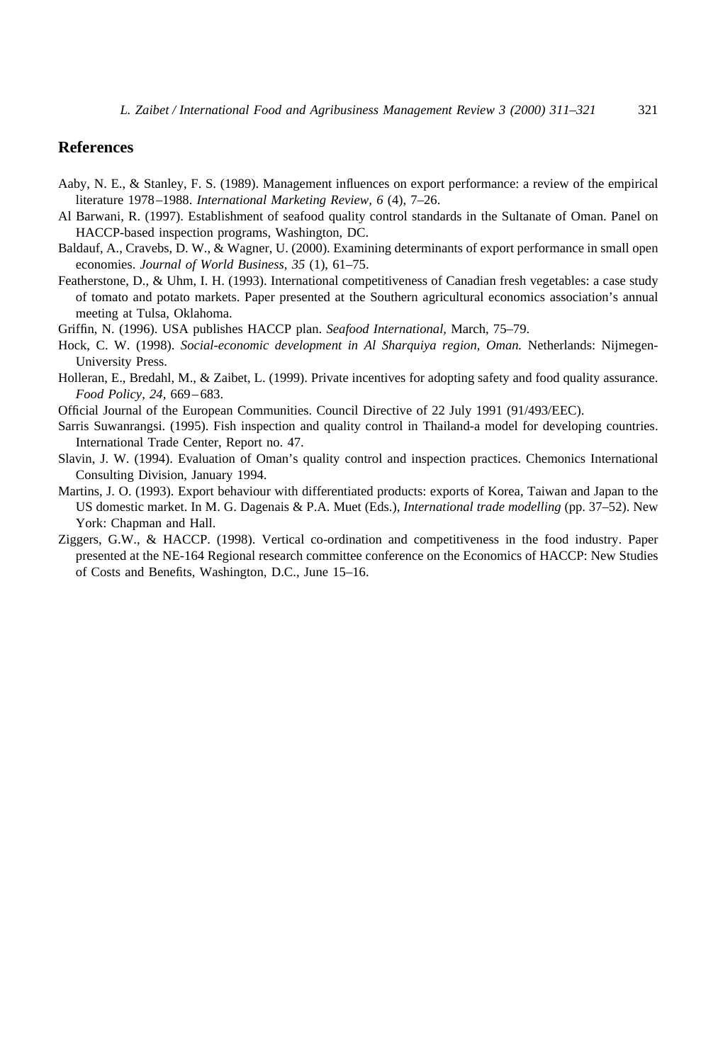## References

Aaby, N. E., & Stanley, F. S. (1989). Management influences on export performance: a review of the empirical literature 1978–1988. *International Marketing Review, 6* (4), 7–26.

Al Barwani, R. (1997). Establishment of seafood quality control standards in the Sultanate of Oman. Panel on HACCP-based inspection programs, Washington, DC.

Baldauf, A., Cravebs, D. W., & Wagner, U. (2000). Examining determinants of export performance in small open economies. *Journal of World Business, 35* (1), 61–75.

Featherstone, D., & Uhm, I. H. (1993). International competitiveness of Canadian fresh vegetables: a case study of tomato and potato markets. Paper presented at the Southern agricultural economics association's annual meeting at Tulsa, Oklahoma.

Griffin, N. (1996). USA publishes HACCP plan. *Seafood International,* March, 75–79.

Hock, C. W. (1998). *Social-economic development in Al Sharquiya region, Oman.* Netherlands: Nijmegen-University Press.

Holleran, E., Bredahl, M., & Zaibet, L. (1999). Private incentives for adopting safety and food quality assurance. *Food Policy, 24,* 669–683.

Official Journal of the European Communities. Council Directive of 22 July 1991 (91/493/EEC).

Sarris Suwanrangsi. (1995). Fish inspection and quality control in Thailand-a model for developing countries. International Trade Center, Report no. 47.

Slavin, J. W. (1994). Evaluation of Oman's quality control and inspection practices. Chemonics International Consulting Division, January 1994.

Martins, J. O. (1993). Export behaviour with differentiated products: exports of Korea, Taiwan and Japan to the US domestic market. In M. G. Dagenais & P.A. Muet (Eds.), *International trade modelling* (pp. 37–52). New York: Chapman and Hall.

Ziggers, G.W., & HACCP. (1998). Vertical co-ordination and competitiveness in the food industry. Paper presented at the NE-164 Regional research committee conference on the Economics of HACCP: New Studies of Costs and Benefits, Washington, D.C., June 15–16.